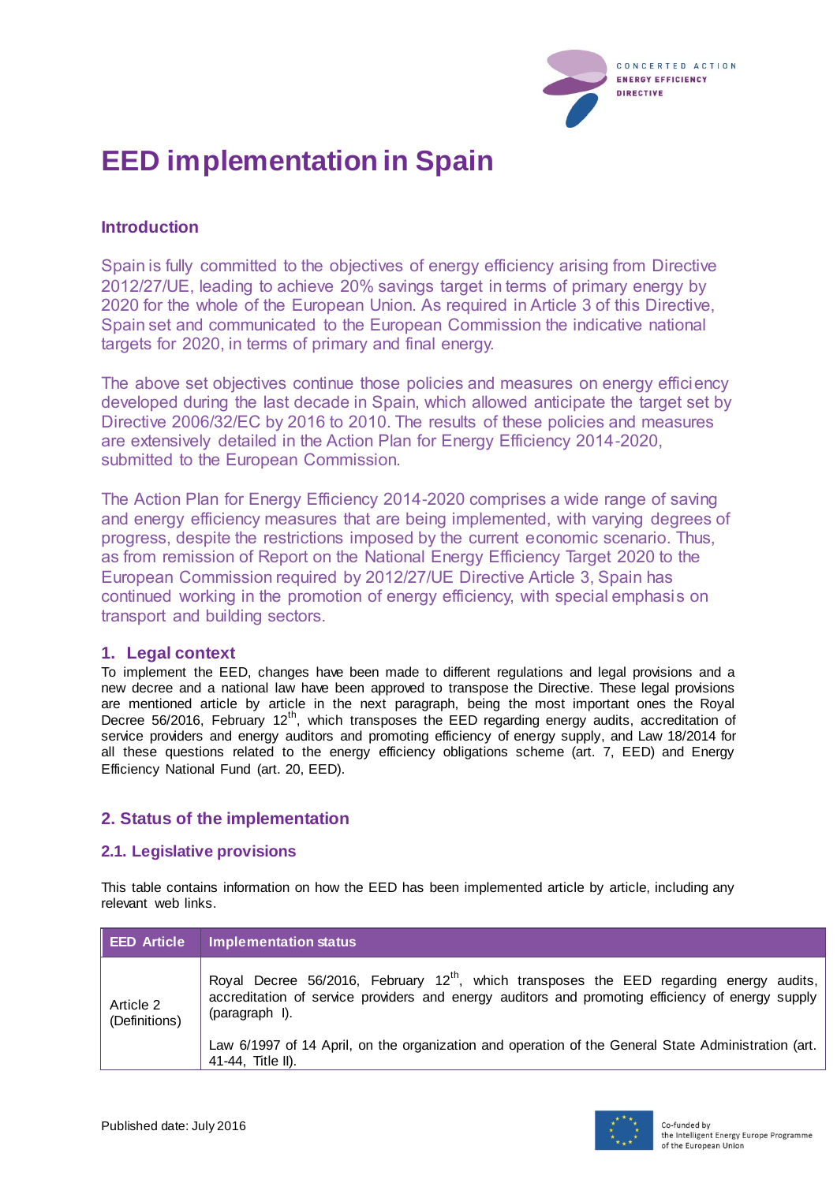# EED implementation in Spain

### Introduction

Spain is fully committed to the objectives of energy efficiency arising from Directive 2012/27/UE, leading to achieve 20% savings target in terms of primary energy by 2020 for the whole of the European Union. As required in Article 3 of this Directive, Spain set and communicated to the European Commission the indicative national targets for 2020, in terms of primary and final energy.

The above set objectives continue those policies and measures on energy efficiency developed during the last decade in Spain, which allowed anticipate the target set by Directive 2006/32/EC by 2016 to 2010. The results of these policies and measures are extensively detailed in the Action Plan for Energy Efficiency 2014-2020, submitted to the European Commission.

The Action Plan for Energy Efficiency 2014-2020 comprises a wide range of saving and energy efficiency measures that are being implemented, with varying degrees of progress, despite the restrictions imposed by the current economic scenario. Thus, as from remission of Report on the National Energy Efficiency Target 2020 to the European Commission required by 2012/27/UE Directive Article 3, Spain has continued working in the promotion of energy efficiency, with special emphasis on transport and building sectors.

## 1. Legal context

To implement the EED, changes have been made to different regulations and legal provisions and a new decree and a national law have been approved to transpose the Directive. These legal provisions are mentioned article by article in the next paragraph, being the most important ones the Royal Decree 56/2016, February 12th, which transposes the EED regarding energy audits, accreditation of service providers and energy auditors and promoting efficiency of energy supply, and Law 18/2014 for all these questions related to the energy efficiency obligations scheme (art. 7, EED) and Energy Efficiency National Fund (art. 20, EED).

## 2. Status of the implementation

### 2.1. Legislative provisions

This table contains information on how the EED has been implemented article by article, including any relevant web links.

| EED Article | Implementation status |
|---|---|
| Article 2 (Definitions) | Royal Decree 56/2016, February 12th, which transposes the EED regarding energy audits, accreditation of service providers and energy auditors and promoting efficiency of energy supply (paragraph I).<br><br>Law 6/1997 of 14 April, on the organization and operation of the General State Administration (art. 41-44, Title II). |

Published date: July 2016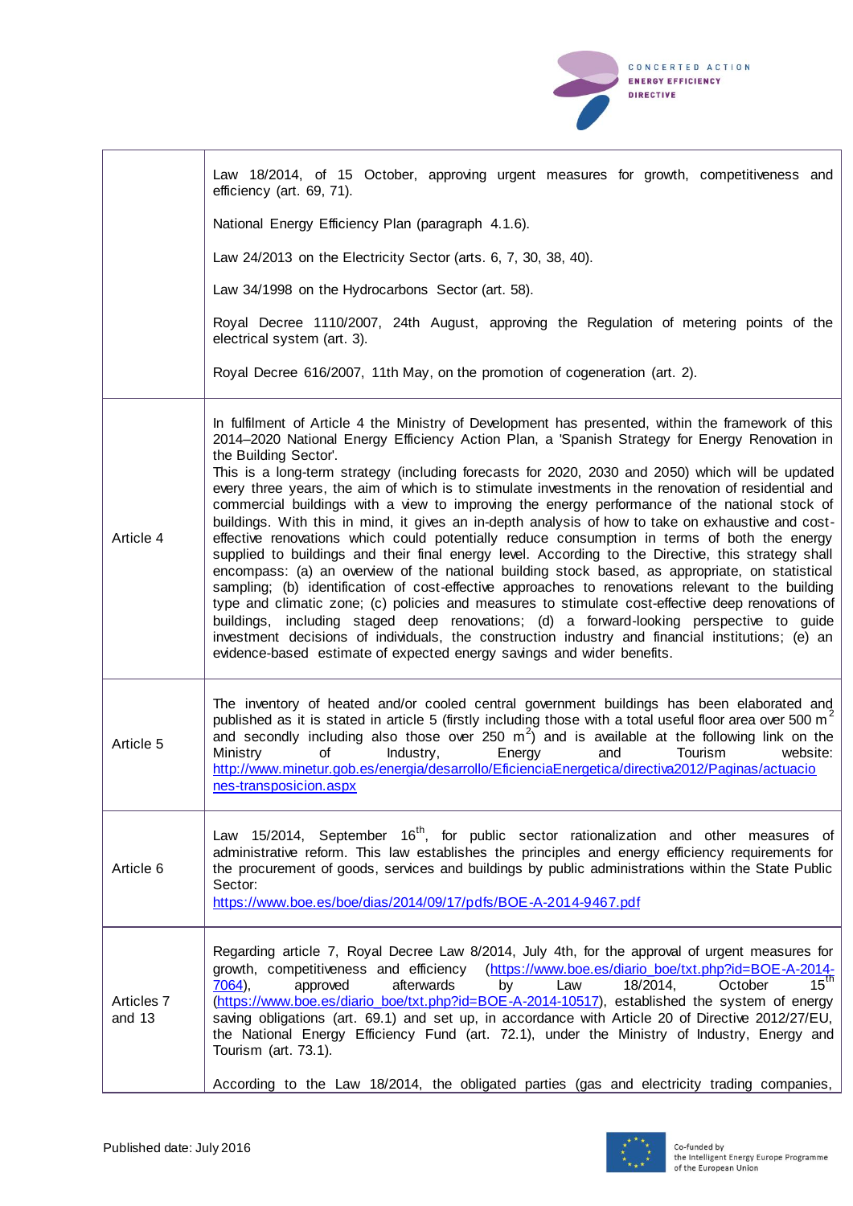| | |
|---|---|
| | Law 18/2014, of 15 October, approving urgent measures for growth, competitiveness and efficiency (art. 69, 71).<br><br>National Energy Efficiency Plan (paragraph 4.1.6).<br><br>Law 24/2013 on the Electricity Sector (arts. 6, 7, 30, 38, 40).<br><br>Law 34/1998 on the Hydrocarbons Sector (art. 58).<br><br>Royal Decree 1110/2007, 24th August, approving the Regulation of metering points of the electrical system (art. 3).<br><br>Royal Decree 616/2007, 11th May, on the promotion of cogeneration (art. 2). |
| Article 4 | In fulfilment of Article 4 the Ministry of Development has presented, within the framework of this 2014–2020 National Energy Efficiency Action Plan, a 'Spanish Strategy for Energy Renovation in the Building Sector'.<br>This is a long-term strategy (including forecasts for 2020, 2030 and 2050) which will be updated every three years, the aim of which is to stimulate investments in the renovation of residential and commercial buildings with a view to improving the energy performance of the national stock of buildings. With this in mind, it gives an in-depth analysis of how to take on exhaustive and cost-effective renovations which could potentially reduce consumption in terms of both the energy supplied to buildings and their final energy level. According to the Directive, this strategy shall encompass: (a) an overview of the national building stock based, as appropriate, on statistical sampling; (b) identification of cost-effective approaches to renovations relevant to the building type and climatic zone; (c) policies and measures to stimulate cost-effective deep renovations of buildings, including staged deep renovations; (d) a forward-looking perspective to guide investment decisions of individuals, the construction industry and financial institutions; (e) an evidence-based estimate of expected energy savings and wider benefits. |
| Article 5 | The inventory of heated and/or cooled central government buildings has been elaborated and published as it is stated in article 5 (firstly including those with a total useful floor area over 500 $m^2$ and secondly including also those over 250 $m^2$) and is available at the following link on the Ministry of Industry, Energy and Tourism website: http://www.minetur.gob.es/energia/desarrollo/EficienciaEnergetica/directiva2012/Paginas/actuaciones-transposicion.aspx |
| Article 6 | Law 15/2014, September 16th, for public sector rationalization and other measures of administrative reform. This law establishes the principles and energy efficiency requirements for the procurement of goods, services and buildings by public administrations within the State Public Sector:<br>https://www.boe.es/boe/dias/2014/09/17/pdfs/BOE-A-2014-9467.pdf |
| Articles 7 and 13 | Regarding article 7, Royal Decree Law 8/2014, July 4th, for the approval of urgent measures for growth, competitiveness and efficiency (https://www.boe.es/diario_boe/txt.php?id=BOE-A-2014-7064), approved afterwards by Law 18/2014, October 15th (https://www.boe.es/diario_boe/txt.php?id=BOE-A-2014-10517), established the system of energy saving obligations (art. 69.1) and set up, in accordance with Article 20 of Directive 2012/27/EU, the National Energy Efficiency Fund (art. 72.1), under the Ministry of Industry, Energy and Tourism (art. 73.1).<br><br>According to the Law 18/2014, the obligated parties (gas and electricity trading companies, |

Published date: July 2016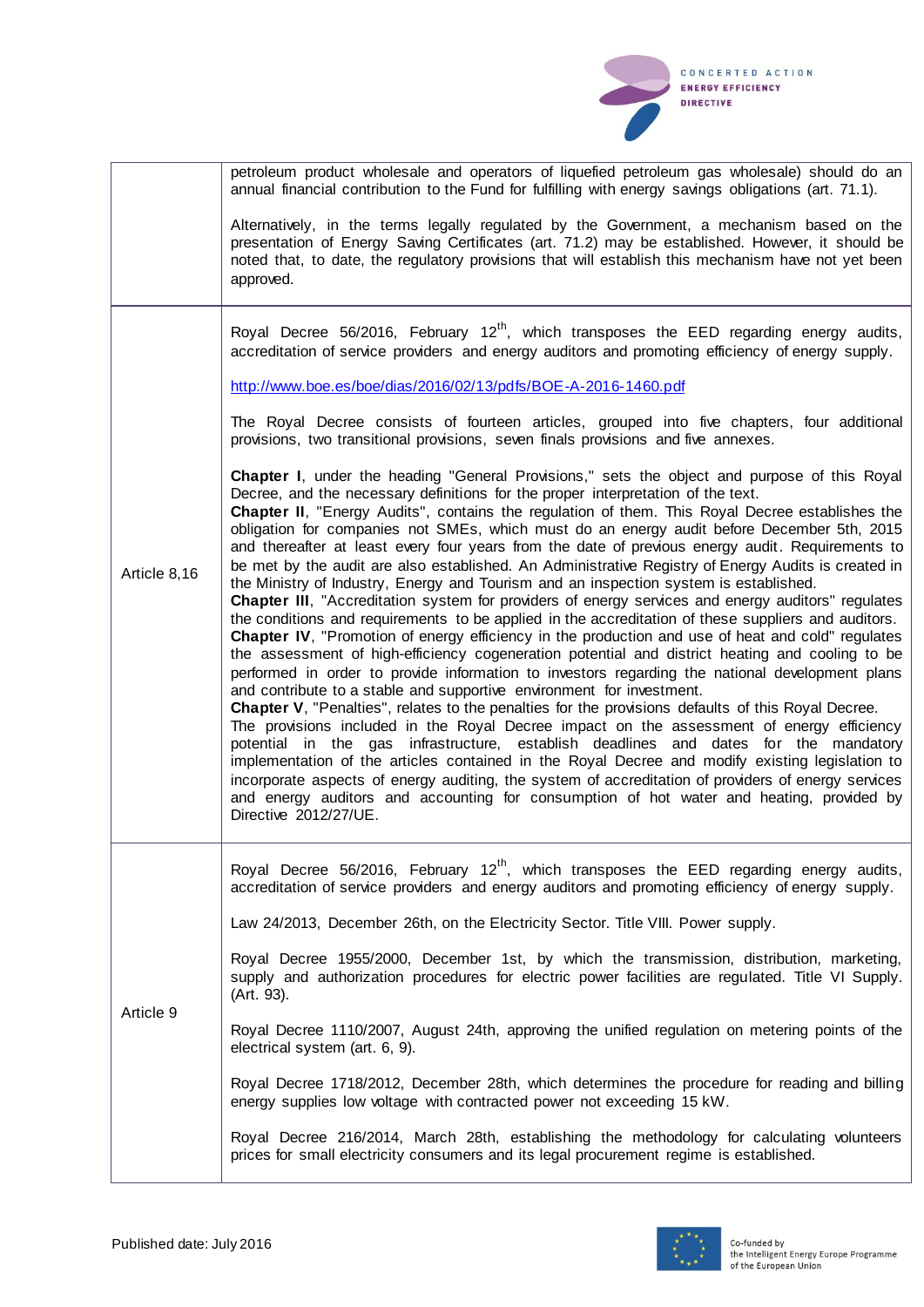| | |
|---|---|
| | petroleum product wholesale and operators of liquefied petroleum gas wholesale) should do an annual financial contribution to the Fund for fulfilling with energy savings obligations (art. 71.1).<br><br>Alternatively, in the terms legally regulated by the Government, a mechanism based on the presentation of Energy Saving Certificates (art. 71.2) may be established. However, it should be noted that, to date, the regulatory provisions that will establish this mechanism have not yet been approved. |
| Article 8,16 | Royal Decree 56/2016, February 12th, which transposes the EED regarding energy audits, accreditation of service providers and energy auditors and promoting efficiency of energy supply.<br><br>http://www.boe.es/boe/dias/2016/02/13/pdfs/BOE-A-2016-1460.pdf<br><br>The Royal Decree consists of fourteen articles, grouped into five chapters, four additional provisions, two transitional provisions, seven finals provisions and five annexes.<br><br>**Chapter I**, under the heading "General Provisions," sets the object and purpose of this Royal Decree, and the necessary definitions for the proper interpretation of the text.<br>**Chapter II**, "Energy Audits", contains the regulation of them. This Royal Decree establishes the obligation for companies not SMEs, which must do an energy audit before December 5th, 2015 and thereafter at least every four years from the date of previous energy audit. Requirements to be met by the audit are also established. An Administrative Registry of Energy Audits is created in the Ministry of Industry, Energy and Tourism and an inspection system is established.<br>**Chapter III**, "Accreditation system for providers of energy services and energy auditors" regulates the conditions and requirements to be applied in the accreditation of these suppliers and auditors.<br>**Chapter IV**, "Promotion of energy efficiency in the production and use of heat and cold" regulates the assessment of high-efficiency cogeneration potential and district heating and cooling to be performed in order to provide information to investors regarding the national development plans and contribute to a stable and supportive environment for investment.<br>**Chapter V**, "Penalties", relates to the penalties for the provisions defaults of this Royal Decree.<br>The provisions included in the Royal Decree impact on the assessment of energy efficiency potential in the gas infrastructure, establish deadlines and dates for the mandatory implementation of the articles contained in the Royal Decree and modify existing legislation to incorporate aspects of energy auditing, the system of accreditation of providers of energy services and energy auditors and accounting for consumption of hot water and heating, provided by Directive 2012/27/UE. |
| Article 9 | Royal Decree 56/2016, February 12th, which transposes the EED regarding energy audits, accreditation of service providers and energy auditors and promoting efficiency of energy supply.<br><br>Law 24/2013, December 26th, on the Electricity Sector. Title VIII. Power supply.<br><br>Royal Decree 1955/2000, December 1st, by which the transmission, distribution, marketing, supply and authorization procedures for electric power facilities are regulated. Title VI Supply. (Art. 93).<br><br>Royal Decree 1110/2007, August 24th, approving the unified regulation on metering points of the electrical system (art. 6, 9).<br><br>Royal Decree 1718/2012, December 28th, which determines the procedure for reading and billing energy supplies low voltage with contracted power not exceeding 15 kW.<br><br>Royal Decree 216/2014, March 28th, establishing the methodology for calculating volunteers prices for small electricity consumers and its legal procurement regime is established. |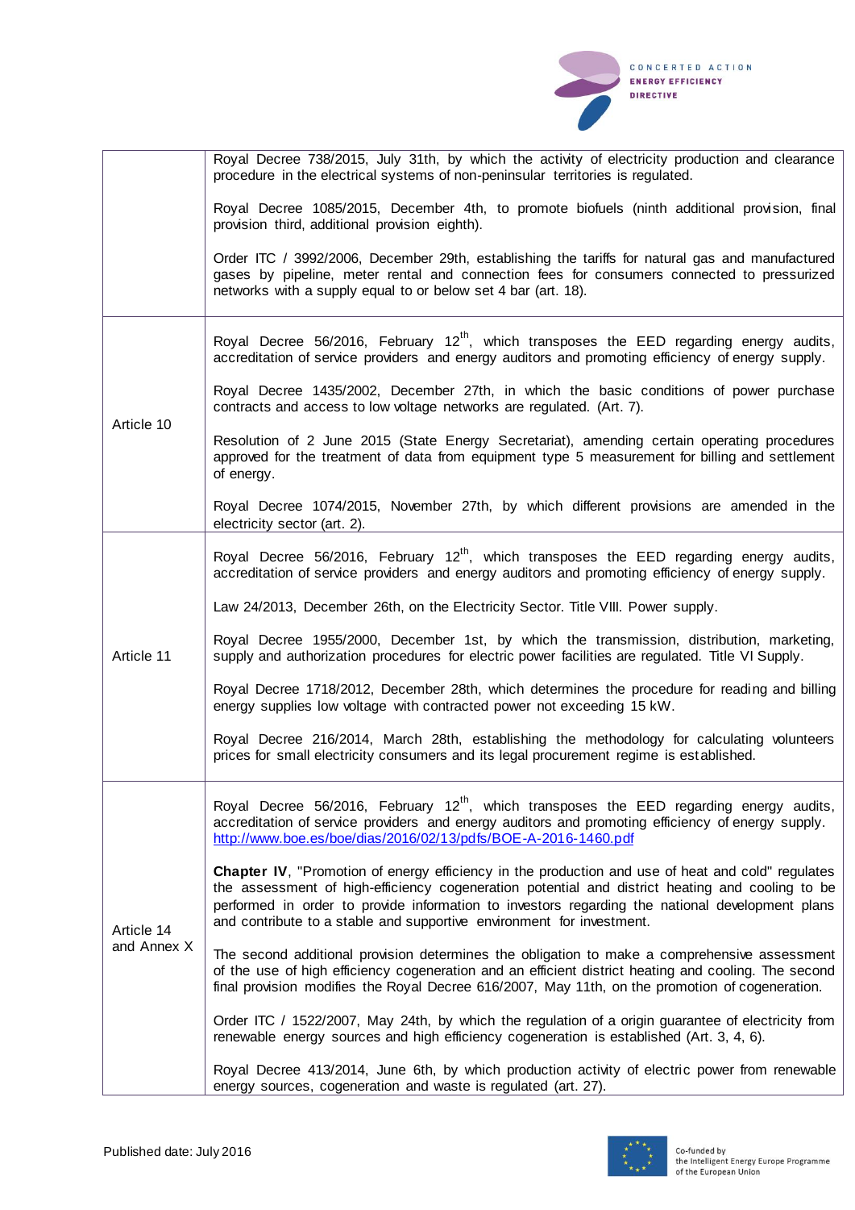| | |
|---|---|
| | Royal Decree 738/2015, July 31th, by which the activity of electricity production and clearance procedure in the electrical systems of non-peninsular territories is regulated.<br><br>Royal Decree 1085/2015, December 4th, to promote biofuels (ninth additional provision, final provision third, additional provision eighth).<br><br>Order ITC / 3992/2006, December 29th, establishing the tariffs for natural gas and manufactured gases by pipeline, meter rental and connection fees for consumers connected to pressurized networks with a supply equal to or below set 4 bar (art. 18). |
| Article 10 | Royal Decree 56/2016, February 12th, which transposes the EED regarding energy audits, accreditation of service providers and energy auditors and promoting efficiency of energy supply.<br><br>Royal Decree 1435/2002, December 27th, in which the basic conditions of power purchase contracts and access to low voltage networks are regulated. (Art. 7).<br><br>Resolution of 2 June 2015 (State Energy Secretariat), amending certain operating procedures approved for the treatment of data from equipment type 5 measurement for billing and settlement of energy.<br><br>Royal Decree 1074/2015, November 27th, by which different provisions are amended in the electricity sector (art. 2). |
| Article 11 | Royal Decree 56/2016, February 12th, which transposes the EED regarding energy audits, accreditation of service providers and energy auditors and promoting efficiency of energy supply.<br><br>Law 24/2013, December 26th, on the Electricity Sector. Title VIII. Power supply.<br><br>Royal Decree 1955/2000, December 1st, by which the transmission, distribution, marketing, supply and authorization procedures for electric power facilities are regulated. Title VI Supply.<br><br>Royal Decree 1718/2012, December 28th, which determines the procedure for reading and billing energy supplies low voltage with contracted power not exceeding 15 kW.<br><br>Royal Decree 216/2014, March 28th, establishing the methodology for calculating volunteers prices for small electricity consumers and its legal procurement regime is established. |
| Article 14 and Annex X | Royal Decree 56/2016, February 12th, which transposes the EED regarding energy audits, accreditation of service providers and energy auditors and promoting efficiency of energy supply. http://www.boe.es/boe/dias/2016/02/13/pdfs/BOE-A-2016-1460.pdf<br><br>**Chapter IV**, "Promotion of energy efficiency in the production and use of heat and cold" regulates the assessment of high-efficiency cogeneration potential and district heating and cooling to be performed in order to provide information to investors regarding the national development plans and contribute to a stable and supportive environment for investment.<br><br>The second additional provision determines the obligation to make a comprehensive assessment of the use of high efficiency cogeneration and an efficient district heating and cooling. The second final provision modifies the Royal Decree 616/2007, May 11th, on the promotion of cogeneration.<br><br>Order ITC / 1522/2007, May 24th, by which the regulation of a origin guarantee of electricity from renewable energy sources and high efficiency cogeneration is established (Art. 3, 4, 6).<br><br>Royal Decree 413/2014, June 6th, by which production activity of electric power from renewable energy sources, cogeneration and waste is regulated (art. 27). |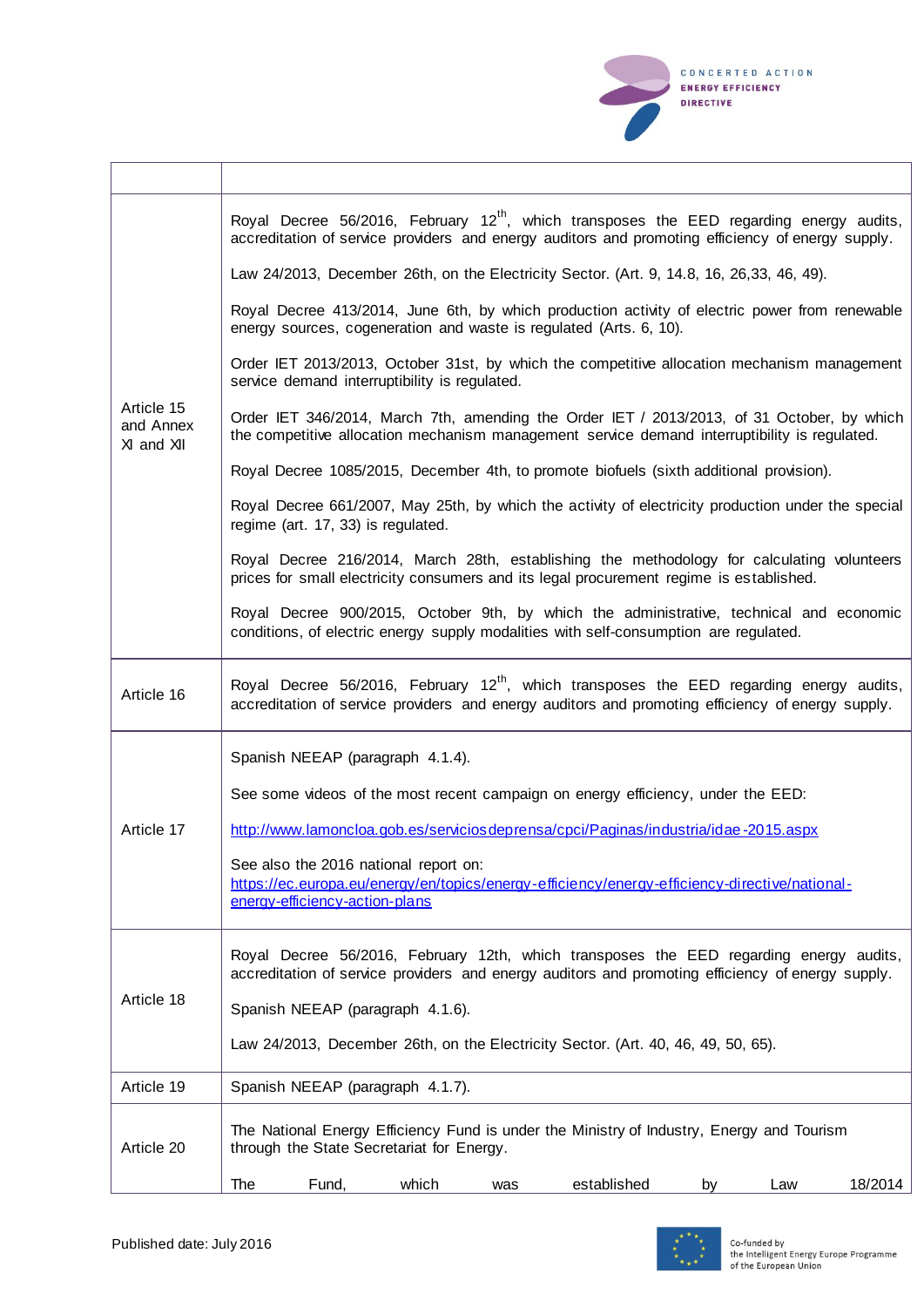| | |
|---|---|
| Article 15 and Annex XI and XII | Royal Decree 56/2016, February 12th, which transposes the EED regarding energy audits, accreditation of service providers and energy auditors and promoting efficiency of energy supply.<br><br>Law 24/2013, December 26th, on the Electricity Sector. (Art. 9, 14.8, 16, 26,33, 46, 49).<br><br>Royal Decree 413/2014, June 6th, by which production activity of electric power from renewable energy sources, cogeneration and waste is regulated (Arts. 6, 10).<br><br>Order IET 2013/2013, October 31st, by which the competitive allocation mechanism management service demand interruptibility is regulated.<br><br>Order IET 346/2014, March 7th, amending the Order IET / 2013/2013, of 31 October, by which the competitive allocation mechanism management service demand interruptibility is regulated.<br><br>Royal Decree 1085/2015, December 4th, to promote biofuels (sixth additional provision).<br><br>Royal Decree 661/2007, May 25th, by which the activity of electricity production under the special regime (art. 17, 33) is regulated.<br><br>Royal Decree 216/2014, March 28th, establishing the methodology for calculating volunteers prices for small electricity consumers and its legal procurement regime is established.<br><br>Royal Decree 900/2015, October 9th, by which the administrative, technical and economic conditions, of electric energy supply modalities with self-consumption are regulated. |
| Article 16 | Royal Decree 56/2016, February 12th, which transposes the EED regarding energy audits, accreditation of service providers and energy auditors and promoting efficiency of energy supply. |
| Article 17 | Spanish NEEAP (paragraph 4.1.4).<br><br>See some videos of the most recent campaign on energy efficiency, under the EED:<br><br>http://www.lamoncloa.gob.es/serviciosdeprensa/cpci/Paginas/industria/idae-2015.aspx<br><br>See also the 2016 national report on:<br>https://ec.europa.eu/energy/en/topics/energy-efficiency/energy-efficiency-directive/national-energy-efficiency-action-plans |
| Article 18 | Royal Decree 56/2016, February 12th, which transposes the EED regarding energy audits, accreditation of service providers and energy auditors and promoting efficiency of energy supply.<br><br>Spanish NEEAP (paragraph 4.1.6).<br><br>Law 24/2013, December 26th, on the Electricity Sector. (Art. 40, 46, 49, 50, 65). |
| Article 19 | Spanish NEEAP (paragraph 4.1.7). |
| Article 20 | The National Energy Efficiency Fund is under the Ministry of Industry, Energy and Tourism through the State Secretariat for Energy.<br><br>The Fund, which was established by Law 18/2014 |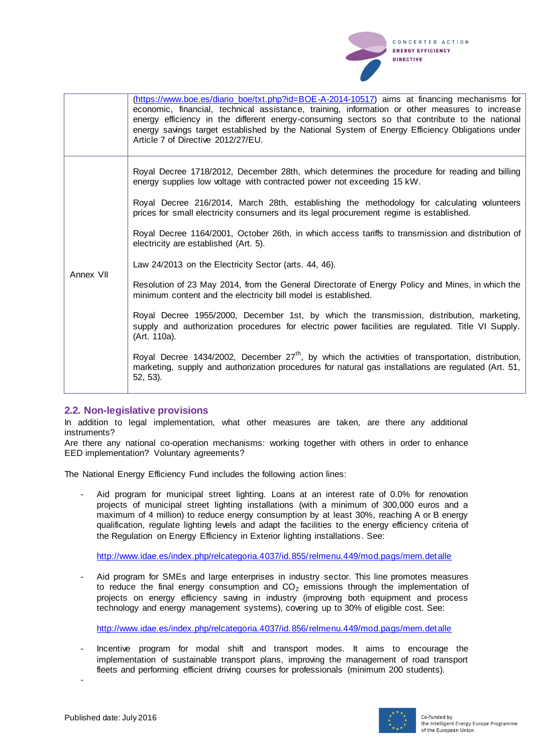| | |
|---|---|
| | (https://www.boe.es/diario_boe/txt.php?id=BOE-A-2014-10517) aims at financing mechanisms for economic, financial, technical assistance, training, information or other measures to increase energy efficiency in the different energy-consuming sectors so that contribute to the national energy savings target established by the National System of Energy Efficiency Obligations under Article 7 of Directive 2012/27/EU. |
| Annex VII | Royal Decree 1718/2012, December 28th, which determines the procedure for reading and billing energy supplies low voltage with contracted power not exceeding 15 kW.<br><br>Royal Decree 216/2014, March 28th, establishing the methodology for calculating volunteers prices for small electricity consumers and its legal procurement regime is established.<br><br>Royal Decree 1164/2001, October 26th, in which access tariffs to transmission and distribution of electricity are established (Art. 5).<br><br>Law 24/2013 on the Electricity Sector (arts. 44, 46).<br><br>Resolution of 23 May 2014, from the General Directorate of Energy Policy and Mines, in which the minimum content and the electricity bill model is established.<br><br>Royal Decree 1955/2000, December 1st, by which the transmission, distribution, marketing, supply and authorization procedures for electric power facilities are regulated. Title VI Supply. (Art. 110a).<br><br>Royal Decree 1434/2002, December 27th, by which the activities of transportation, distribution, marketing, supply and authorization procedures for natural gas installations are regulated (Art. 51, 52, 53). |

## 2.2. Non-legislative provisions

In addition to legal implementation, what other measures are taken, are there any additional instruments?
Are there any national co-operation mechanisms: working together with others in order to enhance EED implementation? Voluntary agreements?

The National Energy Efficiency Fund includes the following action lines:

- Aid program for municipal street lighting. Loans at an interest rate of 0.0% for renovation projects of municipal street lighting installations (with a minimum of 300,000 euros and a maximum of 4 million) to reduce energy consumption by at least 30%, reaching A or B energy qualification, regulate lighting levels and adapt the facilities to the energy efficiency criteria of the Regulation on Energy Efficiency in Exterior lighting installations. See:

  http://www.idae.es/index.php/relcategoria.4037/id.855/relmenu.449/mod.pags/mem.detalle

- Aid program for SMEs and large enterprises in industry sector. This line promotes measures to reduce the final energy consumption and $CO_2$ emissions through the implementation of projects on energy efficiency saving in industry (improving both equipment and process technology and energy management systems), covering up to 30% of eligible cost. See:

  http://www.idae.es/index.php/relcategoria.4037/id.856/relmenu.449/mod.pags/mem.detalle

- Incentive program for modal shift and transport modes. It aims to encourage the implementation of sustainable transport plans, improving the management of road transport fleets and performing efficient driving courses for professionals (minimum 200 students).

-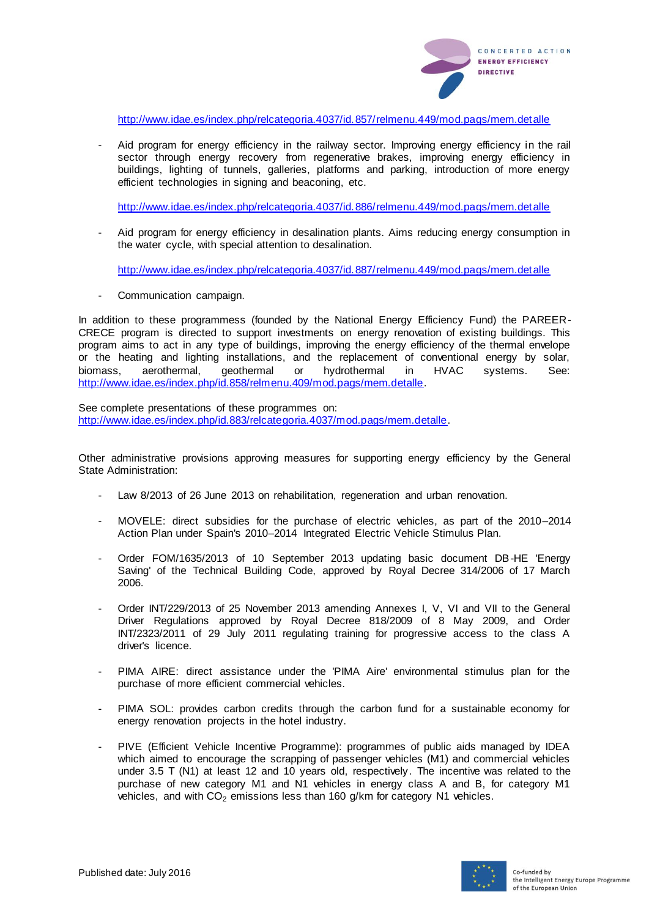http://www.idae.es/index.php/relcategoria.4037/id.857/relmenu.449/mod.pags/mem.detalle

- Aid program for energy efficiency in the railway sector. Improving energy efficiency in the rail sector through energy recovery from regenerative brakes, improving energy efficiency in buildings, lighting of tunnels, galleries, platforms and parking, introduction of more energy efficient technologies in signing and beaconing, etc.

  http://www.idae.es/index.php/relcategoria.4037/id.886/relmenu.449/mod.pags/mem.detalle

- Aid program for energy efficiency in desalination plants. Aims reducing energy consumption in the water cycle, with special attention to desalination.

  http://www.idae.es/index.php/relcategoria.4037/id.887/relmenu.449/mod.pags/mem.detalle

- Communication campaign.

In addition to these programmess (founded by the National Energy Efficiency Fund) the PAREER-CRECE program is directed to support investments on energy renovation of existing buildings. This program aims to act in any type of buildings, improving the energy efficiency of the thermal envelope or the heating and lighting installations, and the replacement of conventional energy by solar, biomass, aerothermal, geothermal or hydrothermal in HVAC systems. See: http://www.idae.es/index.php/id.858/relmenu.409/mod.pags/mem.detalle.

See complete presentations of these programmes on: http://www.idae.es/index.php/id.883/relcategoria.4037/mod.pags/mem.detalle.

Other administrative provisions approving measures for supporting energy efficiency by the General State Administration:

- Law 8/2013 of 26 June 2013 on rehabilitation, regeneration and urban renovation.

- MOVELE: direct subsidies for the purchase of electric vehicles, as part of the 2010–2014 Action Plan under Spain's 2010–2014 Integrated Electric Vehicle Stimulus Plan.

- Order FOM/1635/2013 of 10 September 2013 updating basic document DB-HE 'Energy Saving' of the Technical Building Code, approved by Royal Decree 314/2006 of 17 March 2006.

- Order INT/229/2013 of 25 November 2013 amending Annexes I, V, VI and VII to the General Driver Regulations approved by Royal Decree 818/2009 of 8 May 2009, and Order INT/2323/2011 of 29 July 2011 regulating training for progressive access to the class A driver's licence.

- PIMA AIRE: direct assistance under the 'PIMA Aire' environmental stimulus plan for the purchase of more efficient commercial vehicles.

- PIMA SOL: provides carbon credits through the carbon fund for a sustainable economy for energy renovation projects in the hotel industry.

- PIVE (Efficient Vehicle Incentive Programme): programmes of public aids managed by IDEA which aimed to encourage the scrapping of passenger vehicles (M1) and commercial vehicles under 3.5 T (N1) at least 12 and 10 years old, respectively. The incentive was related to the purchase of new category M1 and N1 vehicles in energy class A and B, for category M1 vehicles, and with $CO_2$ emissions less than 160 g/km for category N1 vehicles.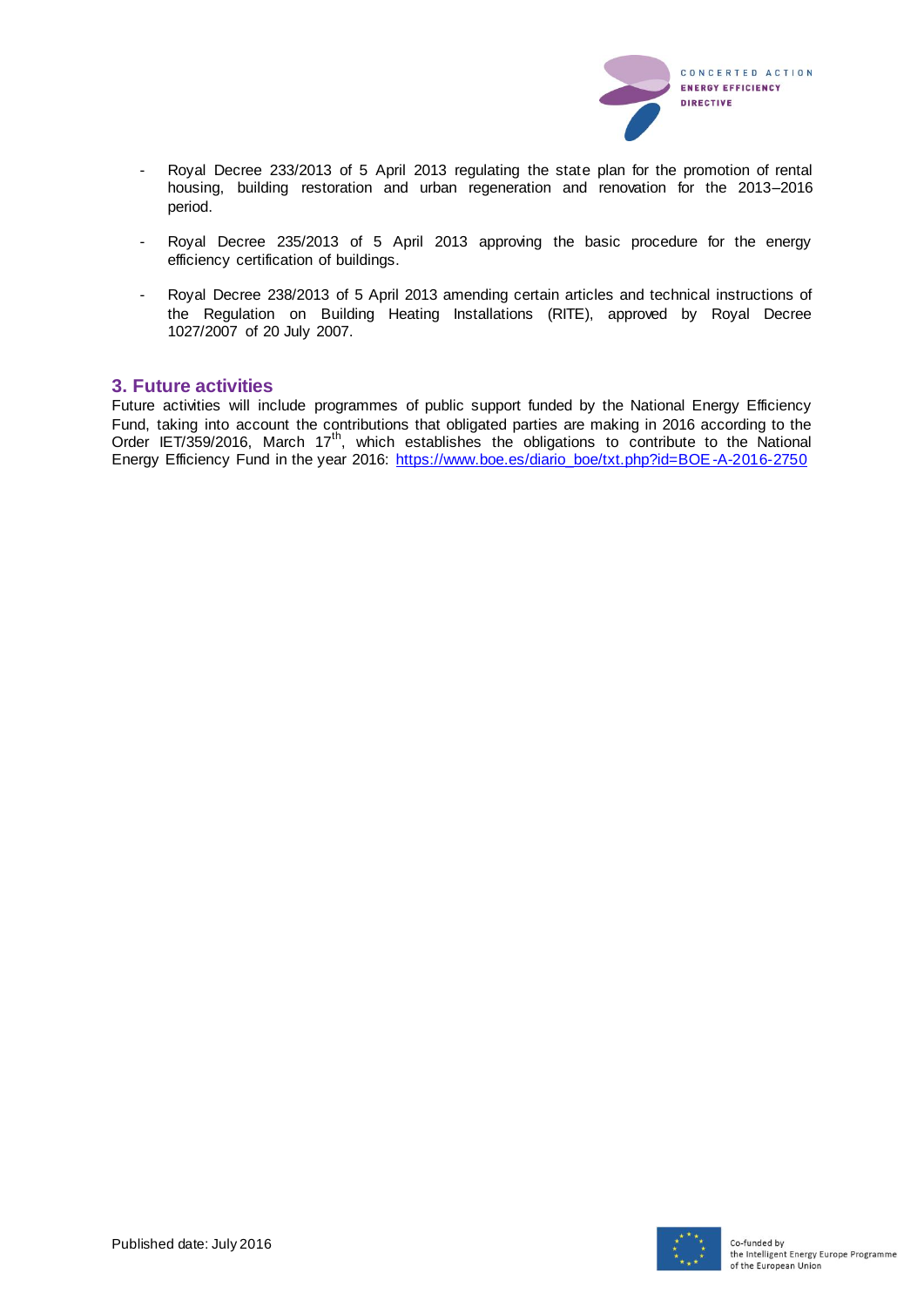- Royal Decree 233/2013 of 5 April 2013 regulating the state plan for the promotion of rental housing, building restoration and urban regeneration and renovation for the 2013–2016 period.

- Royal Decree 235/2013 of 5 April 2013 approving the basic procedure for the energy efficiency certification of buildings.

- Royal Decree 238/2013 of 5 April 2013 amending certain articles and technical instructions of the Regulation on Building Heating Installations (RITE), approved by Royal Decree 1027/2007 of 20 July 2007.

## 3. Future activities

Future activities will include programmes of public support funded by the National Energy Efficiency Fund, taking into account the contributions that obligated parties are making in 2016 according to the Order IET/359/2016, March 17th, which establishes the obligations to contribute to the National Energy Efficiency Fund in the year 2016: https://www.boe.es/diario_boe/txt.php?id=BOE-A-2016-2750

Published date: July 2016